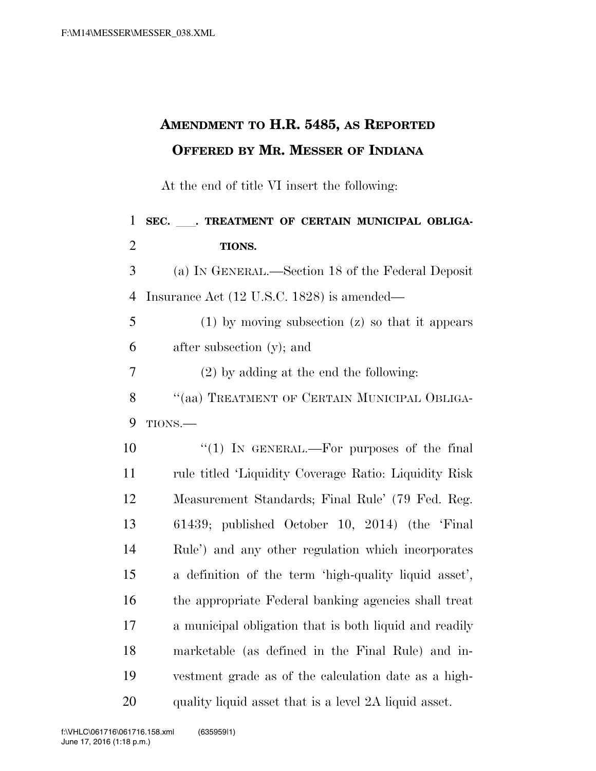# AMENDMENT TO H.R. 5485, AS REPORTED OFFERED BY MR. MESSER OF INDIANA

At the end of title VI insert the following:

**SEC. \_\_\_. TREATMENT OF CERTAIN MUNICIPAL OBLIGATIONS.**

(a) IN GENERAL.—Section 18 of the Federal Deposit Insurance Act (12 U.S.C. 1828) is amended—

(1) by moving subsection (z) so that it appears after subsection (y); and

(2) by adding at the end the following:

"(aa) TREATMENT OF CERTAIN MUNICIPAL OBLIGATIONS.—

"(1) IN GENERAL.—For purposes of the final rule titled 'Liquidity Coverage Ratio: Liquidity Risk Measurement Standards; Final Rule' (79 Fed. Reg. 61439; published October 10, 2014) (the 'Final Rule') and any other regulation which incorporates a definition of the term 'high-quality liquid asset', the appropriate Federal banking agencies shall treat a municipal obligation that is both liquid and readily marketable (as defined in the Final Rule) and investment grade as of the calculation date as a high-quality liquid asset that is a level 2A liquid asset.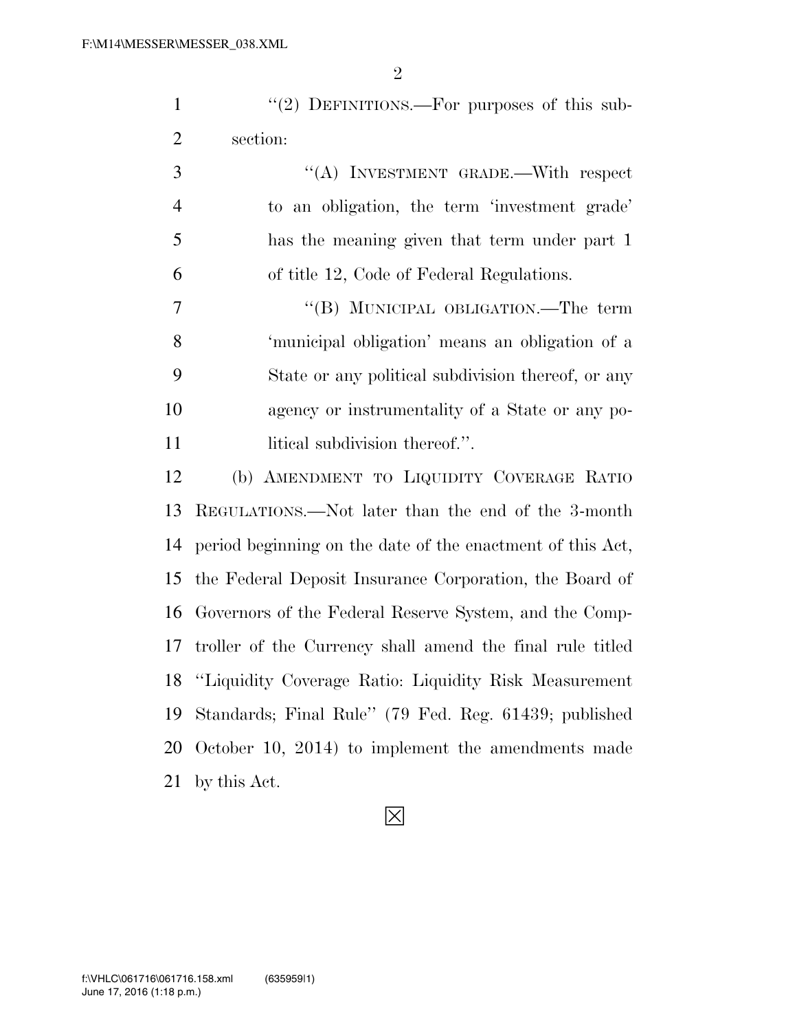"(2) DEFINITIONS.—For purposes of this subsection:

"(A) INVESTMENT GRADE.—With respect to an obligation, the term 'investment grade' has the meaning given that term under part 1 of title 12, Code of Federal Regulations.

"(B) MUNICIPAL OBLIGATION.—The term 'municipal obligation' means an obligation of a State or any political subdivision thereof, or any agency or instrumentality of a State or any political subdivision thereof.".

(b) AMENDMENT TO LIQUIDITY COVERAGE RATIO REGULATIONS.—Not later than the end of the 3-month period beginning on the date of the enactment of this Act, the Federal Deposit Insurance Corporation, the Board of Governors of the Federal Reserve System, and the Comptroller of the Currency shall amend the final rule titled "Liquidity Coverage Ratio: Liquidity Risk Measurement Standards; Final Rule" (79 Fed. Reg. 61439; published October 10, 2014) to implement the amendments made by this Act.